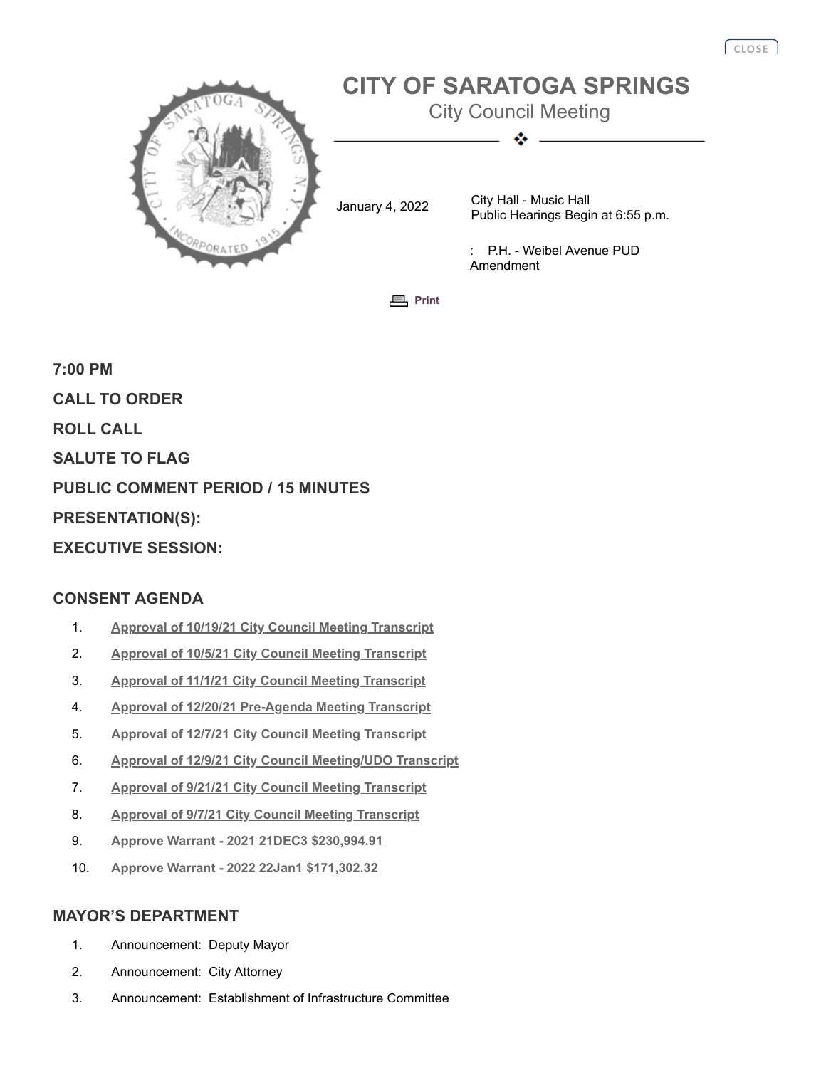# CITY OF SARATOGA SPRINGS

City Council Meeting

January 4, 2022

City Hall - Music Hall
Public Hearings Begin at 6:55 p.m.

: P.H. - Weibel Avenue PUD Amendment

Print

**7:00 PM**

**CALL TO ORDER**

**ROLL CALL**

**SALUTE TO FLAG**

**PUBLIC COMMENT PERIOD / 15 MINUTES**

**PRESENTATION(S):**

**EXECUTIVE SESSION:**

## CONSENT AGENDA

1. Approval of 10/19/21 City Council Meeting Transcript
2. Approval of 10/5/21 City Council Meeting Transcript
3. Approval of 11/1/21 City Council Meeting Transcript
4. Approval of 12/20/21 Pre-Agenda Meeting Transcript
5. Approval of 12/7/21 City Council Meeting Transcript
6. Approval of 12/9/21 City Council Meeting/UDO Transcript
7. Approval of 9/21/21 City Council Meeting Transcript
8. Approval of 9/7/21 City Council Meeting Transcript
9. Approve Warrant - 2021 21DEC3 $230,994.91
10. Approve Warrant - 2022 22Jan1 $171,302.32

## MAYOR'S DEPARTMENT

1. Announcement: Deputy Mayor
2. Announcement: City Attorney
3. Announcement: Establishment of Infrastructure Committee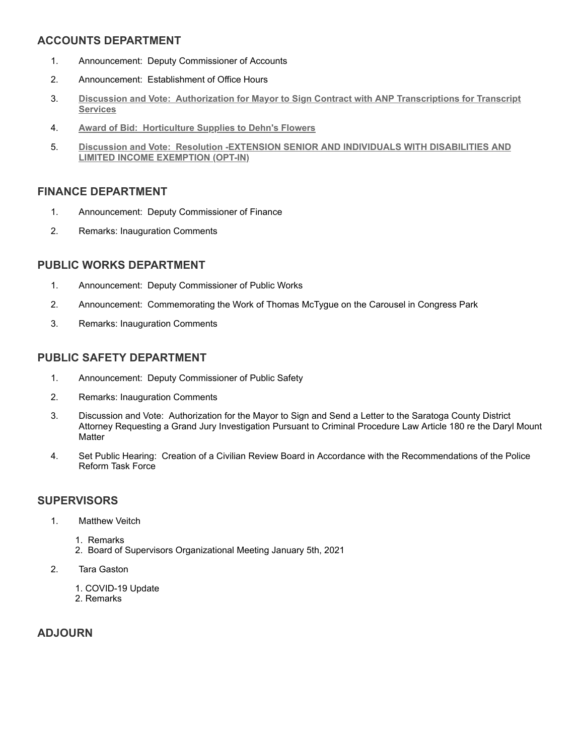## ACCOUNTS DEPARTMENT

1. Announcement: Deputy Commissioner of Accounts
2. Announcement: Establishment of Office Hours
3. **Discussion and Vote: Authorization for Mayor to Sign Contract with ANP Transcriptions for Transcript Services**
4. **Award of Bid: Horticulture Supplies to Dehn's Flowers**
5. **Discussion and Vote: Resolution -EXTENSION SENIOR AND INDIVIDUALS WITH DISABILITIES AND LIMITED INCOME EXEMPTION (OPT-IN)**

## FINANCE DEPARTMENT

1. Announcement: Deputy Commissioner of Finance
2. Remarks: Inauguration Comments

## PUBLIC WORKS DEPARTMENT

1. Announcement: Deputy Commissioner of Public Works
2. Announcement: Commemorating the Work of Thomas McTygue on the Carousel in Congress Park
3. Remarks: Inauguration Comments

## PUBLIC SAFETY DEPARTMENT

1. Announcement: Deputy Commissioner of Public Safety
2. Remarks: Inauguration Comments
3. Discussion and Vote: Authorization for the Mayor to Sign and Send a Letter to the Saratoga County District Attorney Requesting a Grand Jury Investigation Pursuant to Criminal Procedure Law Article 180 re the Daryl Mount Matter
4. Set Public Hearing: Creation of a Civilian Review Board in Accordance with the Recommendations of the Police Reform Task Force

## SUPERVISORS

1. Matthew Veitch
    1. Remarks
    2. Board of Supervisors Organizational Meeting January 5th, 2021
2. Tara Gaston
    1. COVID-19 Update
    2. Remarks

## ADJOURN